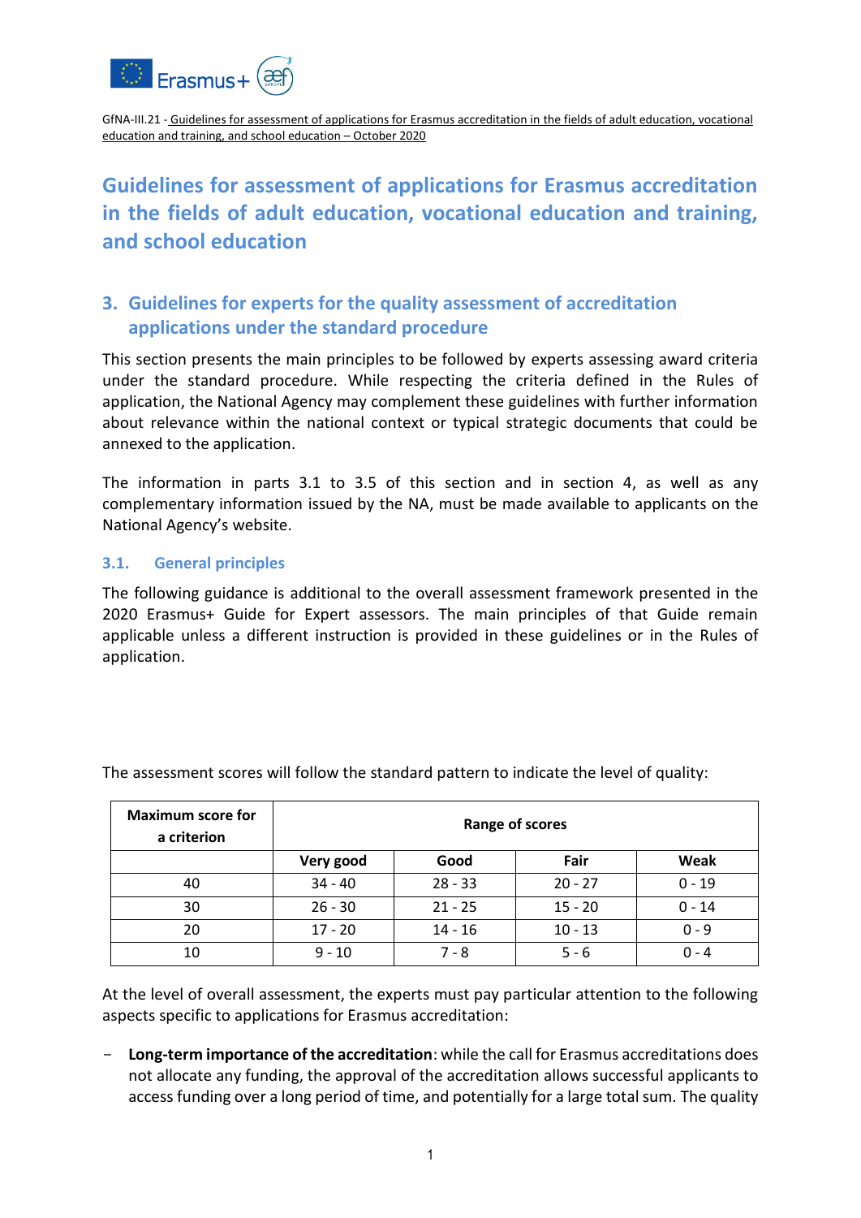GfNA-III.21 - Guidelines for assessment of applications for Erasmus accreditation in the fields of adult education, vocational education and training, and school education – October 2020

# Guidelines for assessment of applications for Erasmus accreditation in the fields of adult education, vocational education and training, and school education

## 3. Guidelines for experts for the quality assessment of accreditation applications under the standard procedure

This section presents the main principles to be followed by experts assessing award criteria under the standard procedure. While respecting the criteria defined in the Rules of application, the National Agency may complement these guidelines with further information about relevance within the national context or typical strategic documents that could be annexed to the application.

The information in parts 3.1 to 3.5 of this section and in section 4, as well as any complementary information issued by the NA, must be made available to applicants on the National Agency's website.

### 3.1. General principles

The following guidance is additional to the overall assessment framework presented in the 2020 Erasmus+ Guide for Expert assessors. The main principles of that Guide remain applicable unless a different instruction is provided in these guidelines or in the Rules of application.

The assessment scores will follow the standard pattern to indicate the level of quality:

| Maximum score for a criterion | Range of scores | | | |
|---|---|---|---|---|
| | Very good | Good | Fair | Weak |
| 40 | 34 - 40 | 28 - 33 | 20 - 27 | 0 - 19 |
| 30 | 26 - 30 | 21 - 25 | 15 - 20 | 0 - 14 |
| 20 | 17 - 20 | 14 - 16 | 10 - 13 | 0 - 9 |
| 10 | 9 - 10 | 7 - 8 | 5 - 6 | 0 - 4 |

At the level of overall assessment, the experts must pay particular attention to the following aspects specific to applications for Erasmus accreditation:

- **Long-term importance of the accreditation**: while the call for Erasmus accreditations does not allocate any funding, the approval of the accreditation allows successful applicants to access funding over a long period of time, and potentially for a large total sum. The quality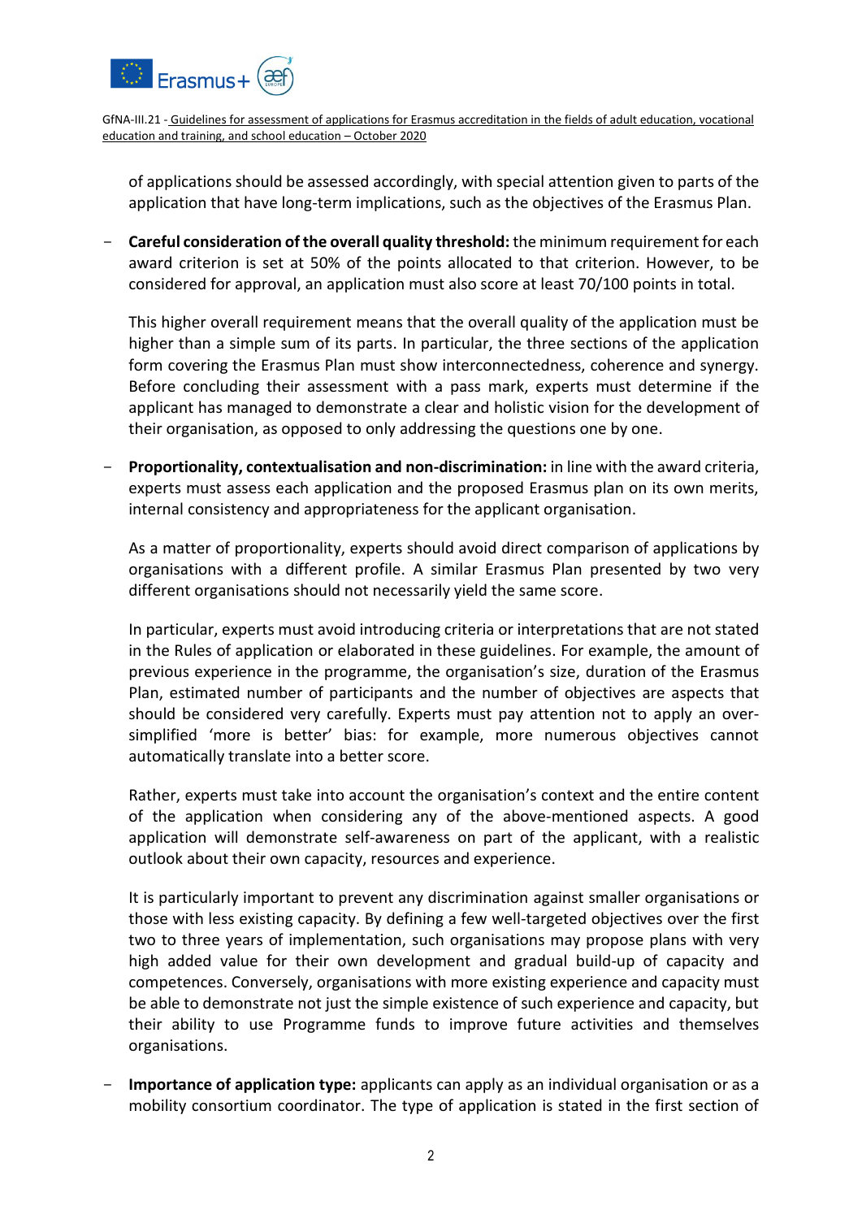of applications should be assessed accordingly, with special attention given to parts of the application that have long-term implications, such as the objectives of the Erasmus Plan.

- **Careful consideration of the overall quality threshold:** the minimum requirement for each award criterion is set at 50% of the points allocated to that criterion. However, to be considered for approval, an application must also score at least 70/100 points in total.

  This higher overall requirement means that the overall quality of the application must be higher than a simple sum of its parts. In particular, the three sections of the application form covering the Erasmus Plan must show interconnectedness, coherence and synergy. Before concluding their assessment with a pass mark, experts must determine if the applicant has managed to demonstrate a clear and holistic vision for the development of their organisation, as opposed to only addressing the questions one by one.

- **Proportionality, contextualisation and non-discrimination:** in line with the award criteria, experts must assess each application and the proposed Erasmus plan on its own merits, internal consistency and appropriateness for the applicant organisation.

  As a matter of proportionality, experts should avoid direct comparison of applications by organisations with a different profile. A similar Erasmus Plan presented by two very different organisations should not necessarily yield the same score.

  In particular, experts must avoid introducing criteria or interpretations that are not stated in the Rules of application or elaborated in these guidelines. For example, the amount of previous experience in the programme, the organisation's size, duration of the Erasmus Plan, estimated number of participants and the number of objectives are aspects that should be considered very carefully. Experts must pay attention not to apply an over-simplified 'more is better' bias: for example, more numerous objectives cannot automatically translate into a better score.

  Rather, experts must take into account the organisation's context and the entire content of the application when considering any of the above-mentioned aspects. A good application will demonstrate self-awareness on part of the applicant, with a realistic outlook about their own capacity, resources and experience.

  It is particularly important to prevent any discrimination against smaller organisations or those with less existing capacity. By defining a few well-targeted objectives over the first two to three years of implementation, such organisations may propose plans with very high added value for their own development and gradual build-up of capacity and competences. Conversely, organisations with more existing experience and capacity must be able to demonstrate not just the simple existence of such experience and capacity, but their ability to use Programme funds to improve future activities and themselves organisations.

- **Importance of application type:** applicants can apply as an individual organisation or as a mobility consortium coordinator. The type of application is stated in the first section of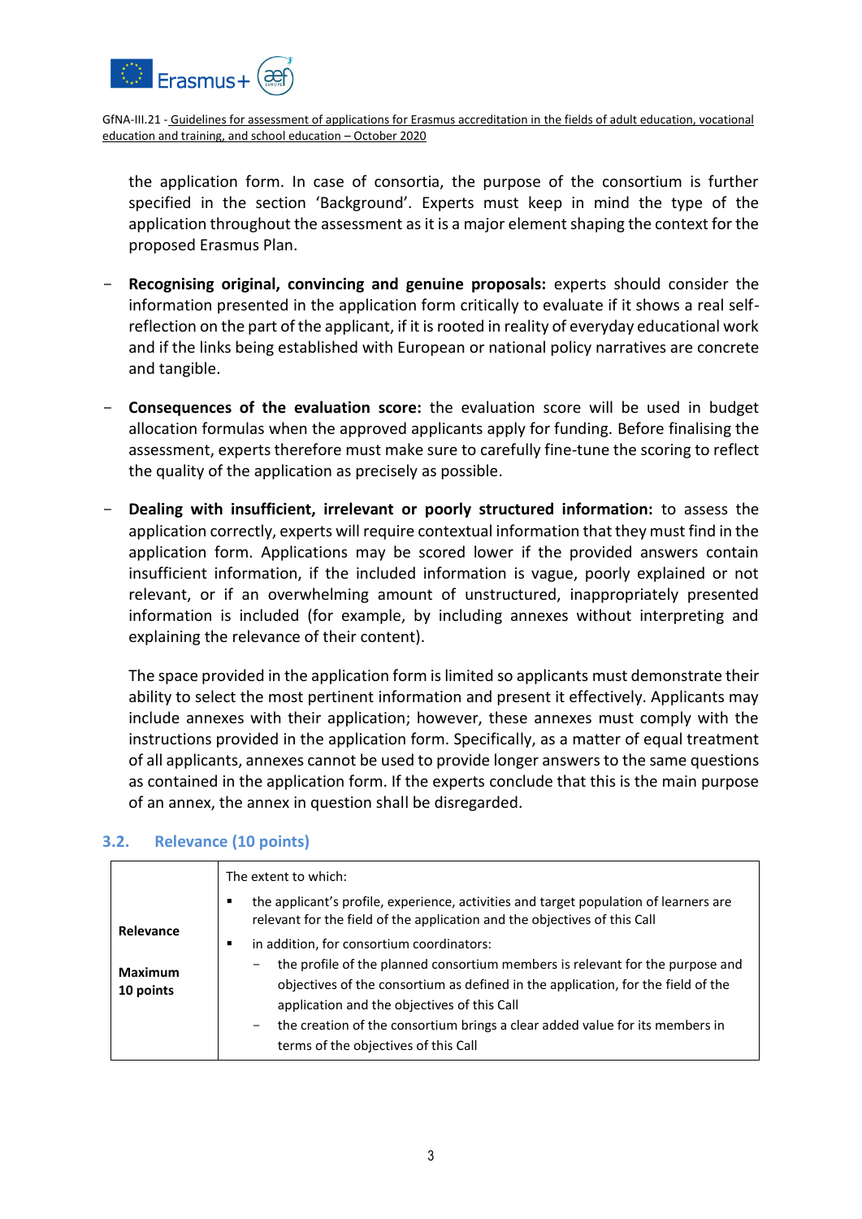the application form. In case of consortia, the purpose of the consortium is further specified in the section 'Background'. Experts must keep in mind the type of the application throughout the assessment as it is a major element shaping the context for the proposed Erasmus Plan.

- **Recognising original, convincing and genuine proposals:** experts should consider the information presented in the application form critically to evaluate if it shows a real self-reflection on the part of the applicant, if it is rooted in reality of everyday educational work and if the links being established with European or national policy narratives are concrete and tangible.

- **Consequences of the evaluation score:** the evaluation score will be used in budget allocation formulas when the approved applicants apply for funding. Before finalising the assessment, experts therefore must make sure to carefully fine-tune the scoring to reflect the quality of the application as precisely as possible.

- **Dealing with insufficient, irrelevant or poorly structured information:** to assess the application correctly, experts will require contextual information that they must find in the application form. Applications may be scored lower if the provided answers contain insufficient information, if the included information is vague, poorly explained or not relevant, or if an overwhelming amount of unstructured, inappropriately presented information is included (for example, by including annexes without interpreting and explaining the relevance of their content).

  The space provided in the application form is limited so applicants must demonstrate their ability to select the most pertinent information and present it effectively. Applicants may include annexes with their application; however, these annexes must comply with the instructions provided in the application form. Specifically, as a matter of equal treatment of all applicants, annexes cannot be used to provide longer answers to the same questions as contained in the application form. If the experts conclude that this is the main purpose of an annex, the annex in question shall be disregarded.

### 3.2. Relevance (10 points)

| | |
|---|---|
| **Relevance**<br><br>**Maximum 10 points** | The extent to which:<br>▪ the applicant's profile, experience, activities and target population of learners are relevant for the field of the application and the objectives of this Call<br>▪ in addition, for consortium coordinators:<br>− the profile of the planned consortium members is relevant for the purpose and objectives of the consortium as defined in the application, for the field of the application and the objectives of this Call<br>− the creation of the consortium brings a clear added value for its members in terms of the objectives of this Call |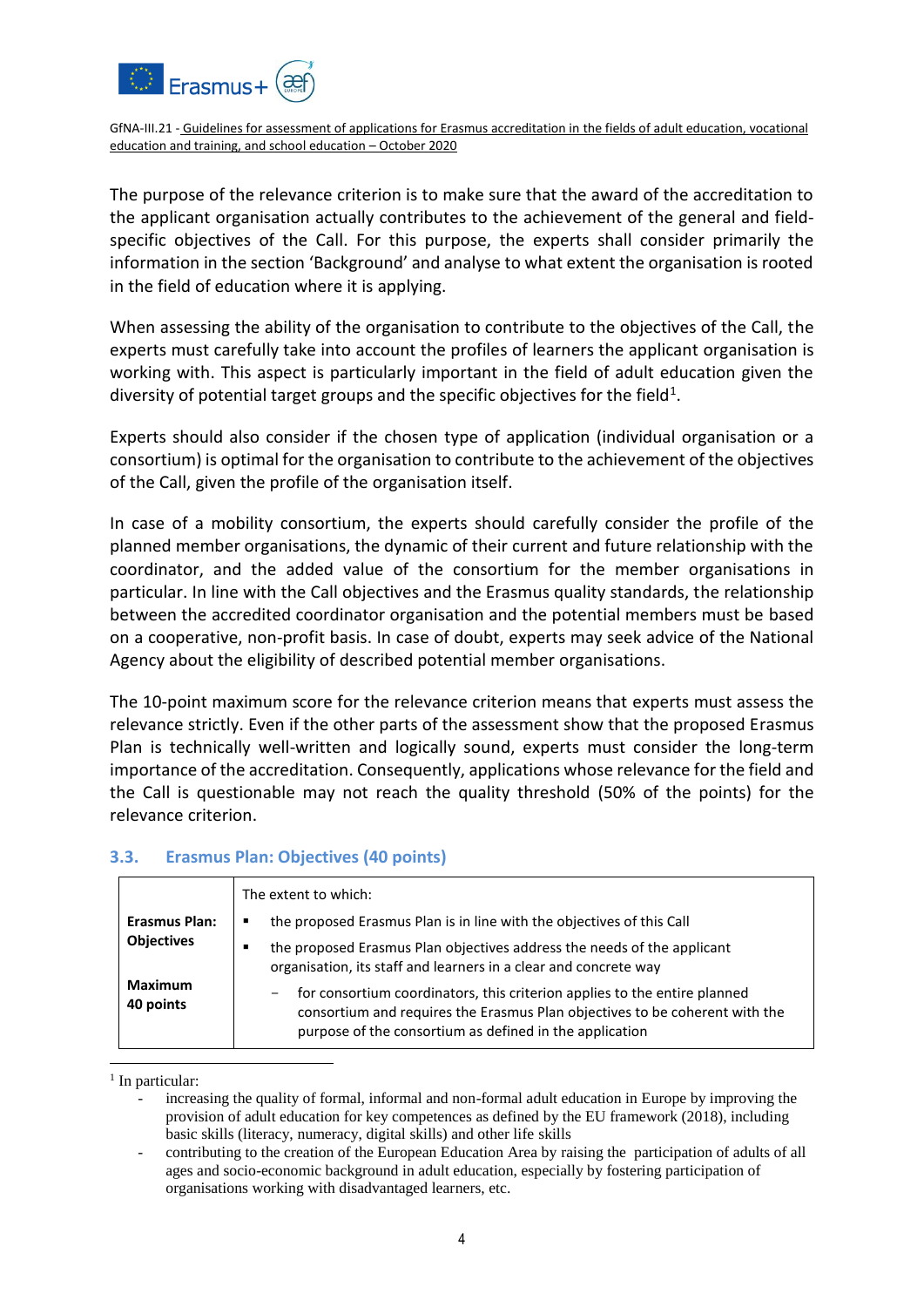The purpose of the relevance criterion is to make sure that the award of the accreditation to the applicant organisation actually contributes to the achievement of the general and field-specific objectives of the Call. For this purpose, the experts shall consider primarily the information in the section 'Background' and analyse to what extent the organisation is rooted in the field of education where it is applying.

When assessing the ability of the organisation to contribute to the objectives of the Call, the experts must carefully take into account the profiles of learners the applicant organisation is working with. This aspect is particularly important in the field of adult education given the diversity of potential target groups and the specific objectives for the field[1].

Experts should also consider if the chosen type of application (individual organisation or a consortium) is optimal for the organisation to contribute to the achievement of the objectives of the Call, given the profile of the organisation itself.

In case of a mobility consortium, the experts should carefully consider the profile of the planned member organisations, the dynamic of their current and future relationship with the coordinator, and the added value of the consortium for the member organisations in particular. In line with the Call objectives and the Erasmus quality standards, the relationship between the accredited coordinator organisation and the potential members must be based on a cooperative, non-profit basis. In case of doubt, experts may seek advice of the National Agency about the eligibility of described potential member organisations.

The 10-point maximum score for the relevance criterion means that experts must assess the relevance strictly. Even if the other parts of the assessment show that the proposed Erasmus Plan is technically well-written and logically sound, experts must consider the long-term importance of the accreditation. Consequently, applications whose relevance for the field and the Call is questionable may not reach the quality threshold (50% of the points) for the relevance criterion.

### 3.3. Erasmus Plan: Objectives (40 points)

| | |
|---|---|
| **Erasmus Plan: Objectives**<br><br>**Maximum 40 points** | The extent to which:<br>▪ the proposed Erasmus Plan is in line with the objectives of this Call<br>▪ the proposed Erasmus Plan objectives address the needs of the applicant organisation, its staff and learners in a clear and concrete way<br>– for consortium coordinators, this criterion applies to the entire planned consortium and requires the Erasmus Plan objectives to be coherent with the purpose of the consortium as defined in the application |

[1] In particular:
- increasing the quality of formal, informal and non-formal adult education in Europe by improving the provision of adult education for key competences as defined by the EU framework (2018), including basic skills (literacy, numeracy, digital skills) and other life skills
- contributing to the creation of the European Education Area by raising the participation of adults of all ages and socio-economic background in adult education, especially by fostering participation of organisations working with disadvantaged learners, etc.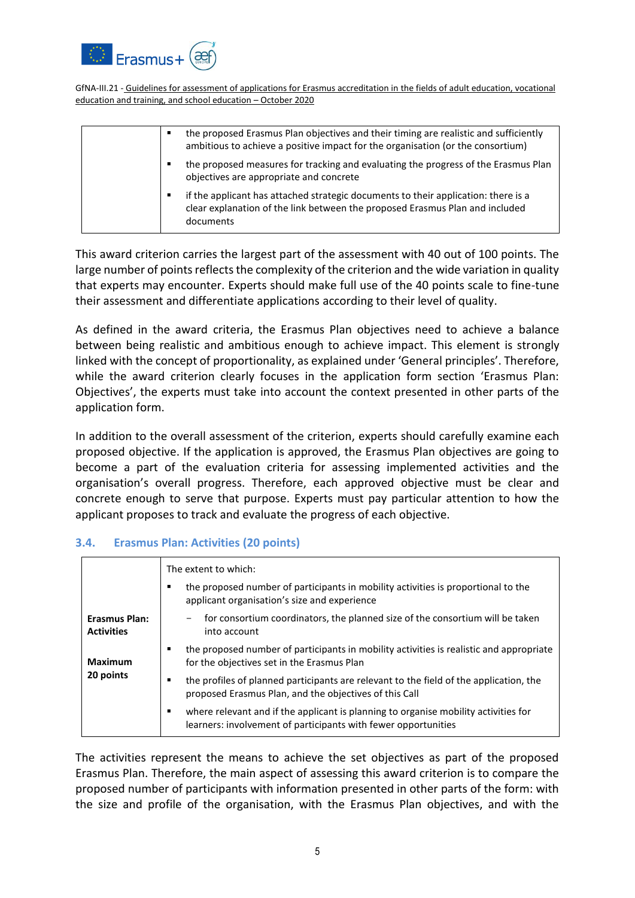| | |
|---|---|
| | ▪ the proposed Erasmus Plan objectives and their timing are realistic and sufficiently ambitious to achieve a positive impact for the organisation (or the consortium)<br>▪ the proposed measures for tracking and evaluating the progress of the Erasmus Plan objectives are appropriate and concrete<br>▪ if the applicant has attached strategic documents to their application: there is a clear explanation of the link between the proposed Erasmus Plan and included documents |

This award criterion carries the largest part of the assessment with 40 out of 100 points. The large number of points reflects the complexity of the criterion and the wide variation in quality that experts may encounter. Experts should make full use of the 40 points scale to fine-tune their assessment and differentiate applications according to their level of quality.

As defined in the award criteria, the Erasmus Plan objectives need to achieve a balance between being realistic and ambitious enough to achieve impact. This element is strongly linked with the concept of proportionality, as explained under 'General principles'. Therefore, while the award criterion clearly focuses in the application form section 'Erasmus Plan: Objectives', the experts must take into account the context presented in other parts of the application form.

In addition to the overall assessment of the criterion, experts should carefully examine each proposed objective. If the application is approved, the Erasmus Plan objectives are going to become a part of the evaluation criteria for assessing implemented activities and the organisation's overall progress. Therefore, each approved objective must be clear and concrete enough to serve that purpose. Experts must pay particular attention to how the applicant proposes to track and evaluate the progress of each objective.

### 3.4. Erasmus Plan: Activities (20 points)

| | |
|---|---|
| **Erasmus Plan: Activities**<br><br>**Maximum 20 points** | The extent to which:<br>▪ the proposed number of participants in mobility activities is proportional to the applicant organisation's size and experience<br>&nbsp;&nbsp;&nbsp;&nbsp;− for consortium coordinators, the planned size of the consortium will be taken into account<br>▪ the proposed number of participants in mobility activities is realistic and appropriate for the objectives set in the Erasmus Plan<br>▪ the profiles of planned participants are relevant to the field of the application, the proposed Erasmus Plan, and the objectives of this Call<br>▪ where relevant and if the applicant is planning to organise mobility activities for learners: involvement of participants with fewer opportunities |

The activities represent the means to achieve the set objectives as part of the proposed Erasmus Plan. Therefore, the main aspect of assessing this award criterion is to compare the proposed number of participants with information presented in other parts of the form: with the size and profile of the organisation, with the Erasmus Plan objectives, and with the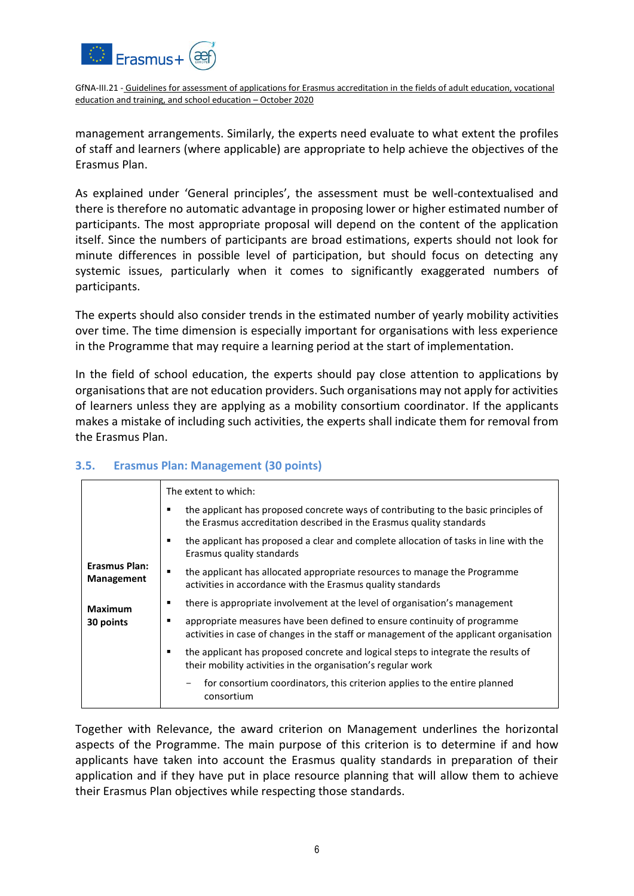management arrangements. Similarly, the experts need evaluate to what extent the profiles of staff and learners (where applicable) are appropriate to help achieve the objectives of the Erasmus Plan.

As explained under 'General principles', the assessment must be well-contextualised and there is therefore no automatic advantage in proposing lower or higher estimated number of participants. The most appropriate proposal will depend on the content of the application itself. Since the numbers of participants are broad estimations, experts should not look for minute differences in possible level of participation, but should focus on detecting any systemic issues, particularly when it comes to significantly exaggerated numbers of participants.

The experts should also consider trends in the estimated number of yearly mobility activities over time. The time dimension is especially important for organisations with less experience in the Programme that may require a learning period at the start of implementation.

In the field of school education, the experts should pay close attention to applications by organisations that are not education providers. Such organisations may not apply for activities of learners unless they are applying as a mobility consortium coordinator. If the applicants makes a mistake of including such activities, the experts shall indicate them for removal from the Erasmus Plan.

## 3.5. Erasmus Plan: Management (30 points)

| | |
|---|---|
| **Erasmus Plan: Management**<br><br>**Maximum 30 points** | The extent to which:<br>▪ the applicant has proposed concrete ways of contributing to the basic principles of the Erasmus accreditation described in the Erasmus quality standards<br>▪ the applicant has proposed a clear and complete allocation of tasks in line with the Erasmus quality standards<br>▪ the applicant has allocated appropriate resources to manage the Programme activities in accordance with the Erasmus quality standards<br>▪ there is appropriate involvement at the level of organisation's management<br>▪ appropriate measures have been defined to ensure continuity of programme activities in case of changes in the staff or management of the applicant organisation<br>▪ the applicant has proposed concrete and logical steps to integrate the results of their mobility activities in the organisation's regular work<br>&nbsp;&nbsp;&nbsp;&nbsp;− for consortium coordinators, this criterion applies to the entire planned consortium |

Together with Relevance, the award criterion on Management underlines the horizontal aspects of the Programme. The main purpose of this criterion is to determine if and how applicants have taken into account the Erasmus quality standards in preparation of their application and if they have put in place resource planning that will allow them to achieve their Erasmus Plan objectives while respecting those standards.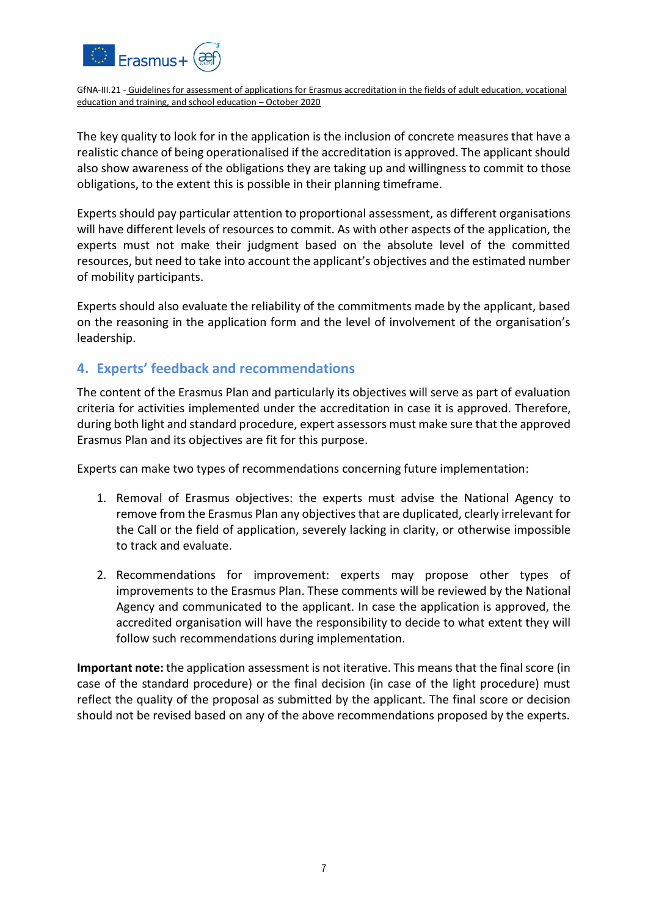The key quality to look for in the application is the inclusion of concrete measures that have a realistic chance of being operationalised if the accreditation is approved. The applicant should also show awareness of the obligations they are taking up and willingness to commit to those obligations, to the extent this is possible in their planning timeframe.

Experts should pay particular attention to proportional assessment, as different organisations will have different levels of resources to commit. As with other aspects of the application, the experts must not make their judgment based on the absolute level of the committed resources, but need to take into account the applicant's objectives and the estimated number of mobility participants.

Experts should also evaluate the reliability of the commitments made by the applicant, based on the reasoning in the application form and the level of involvement of the organisation's leadership.

## 4. Experts' feedback and recommendations

The content of the Erasmus Plan and particularly its objectives will serve as part of evaluation criteria for activities implemented under the accreditation in case it is approved. Therefore, during both light and standard procedure, expert assessors must make sure that the approved Erasmus Plan and its objectives are fit for this purpose.

Experts can make two types of recommendations concerning future implementation:

1. Removal of Erasmus objectives: the experts must advise the National Agency to remove from the Erasmus Plan any objectives that are duplicated, clearly irrelevant for the Call or the field of application, severely lacking in clarity, or otherwise impossible to track and evaluate.

2. Recommendations for improvement: experts may propose other types of improvements to the Erasmus Plan. These comments will be reviewed by the National Agency and communicated to the applicant. In case the application is approved, the accredited organisation will have the responsibility to decide to what extent they will follow such recommendations during implementation.

**Important note:** the application assessment is not iterative. This means that the final score (in case of the standard procedure) or the final decision (in case of the light procedure) must reflect the quality of the proposal as submitted by the applicant. The final score or decision should not be revised based on any of the above recommendations proposed by the experts.